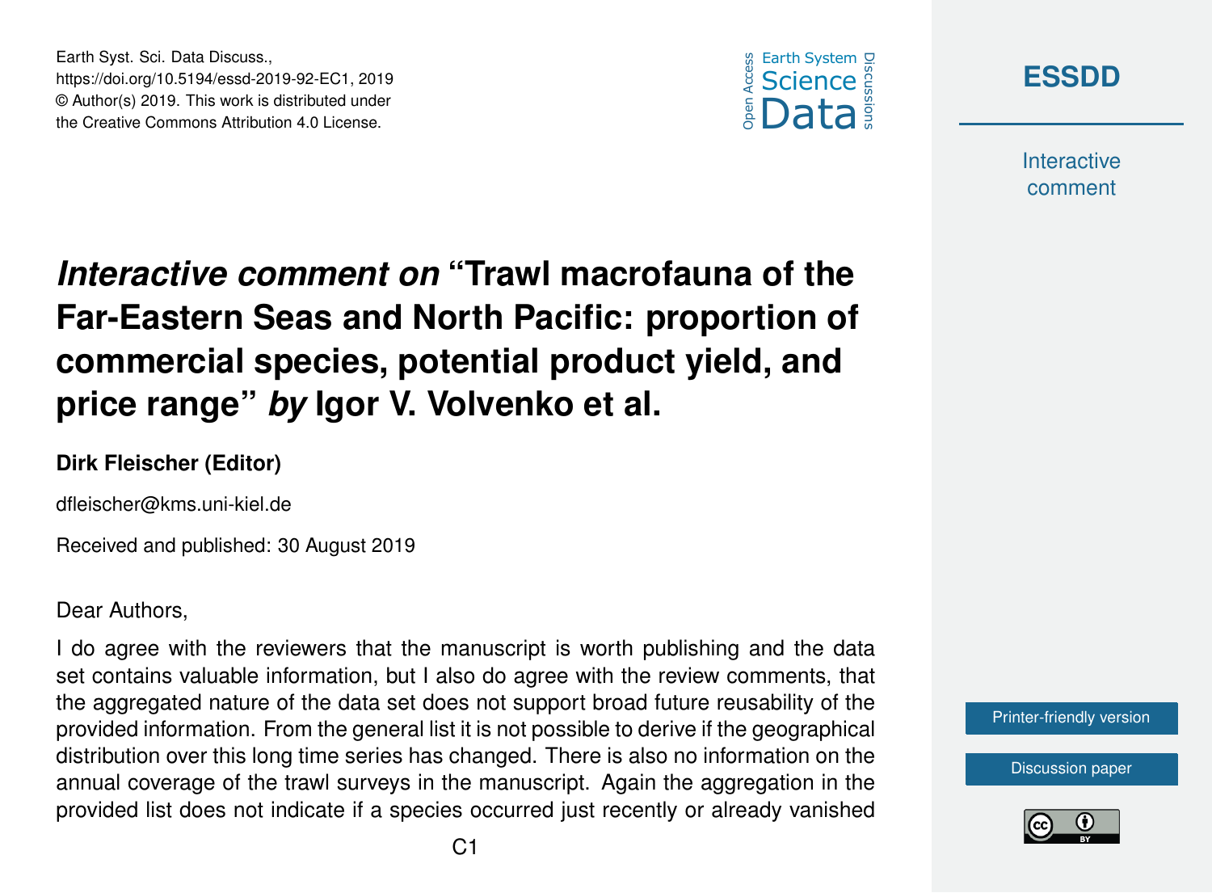# *Interactive comment on* "Trawl macrofauna of the Far-Eastern Seas and North Pacific: proportion of commercial species, potential product yield, and price range" *by* Igor V. Volvenko et al.

**Dirk Fleischer (Editor)**

dfleischer@kms.uni-kiel.de

Received and published: 30 August 2019

Dear Authors,

I do agree with the reviewers that the manuscript is worth publishing and the data set contains valuable information, but I also do agree with the review comments, that the aggregated nature of the data set does not support broad future reusability of the provided information. From the general list it is not possible to derive if the geographical distribution over this long time series has changed. There is also no information on the annual coverage of the trawl surveys in the manuscript. Again the aggregation in the provided list does not indicate if a species occurred just recently or already vanished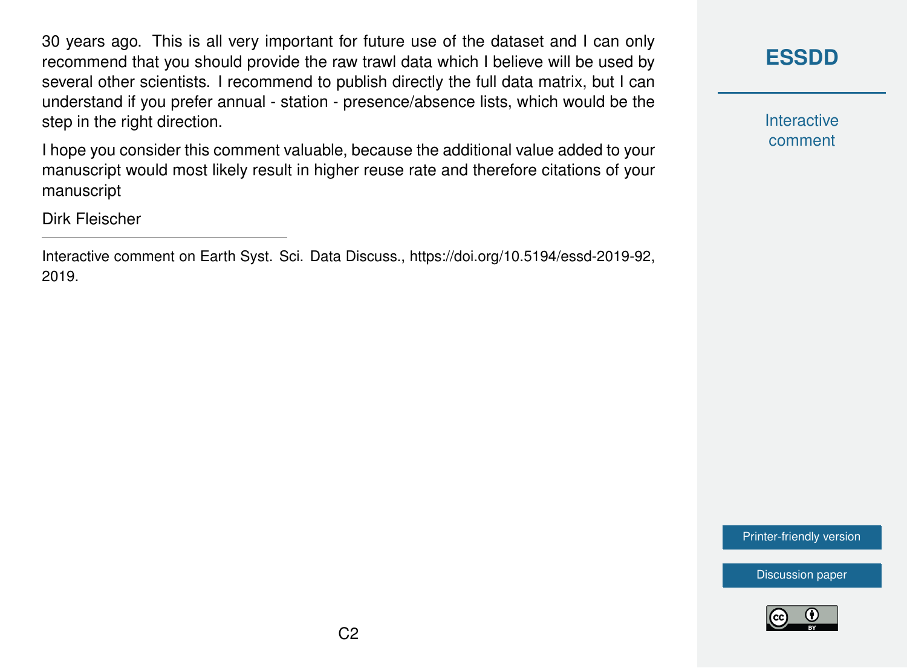30 years ago. This is all very important for future use of the dataset and I can only recommend that you should provide the raw trawl data which I believe will be used by several other scientists. I recommend to publish directly the full data matrix, but I can understand if you prefer annual - station - presence/absence lists, which would be the step in the right direction.

I hope you consider this comment valuable, because the additional value added to your manuscript would most likely result in higher reuse rate and therefore citations of your manuscript

Dirk Fleischer

---

Interactive comment on Earth Syst. Sci. Data Discuss., https://doi.org/10.5194/essd-2019-92, 2019.